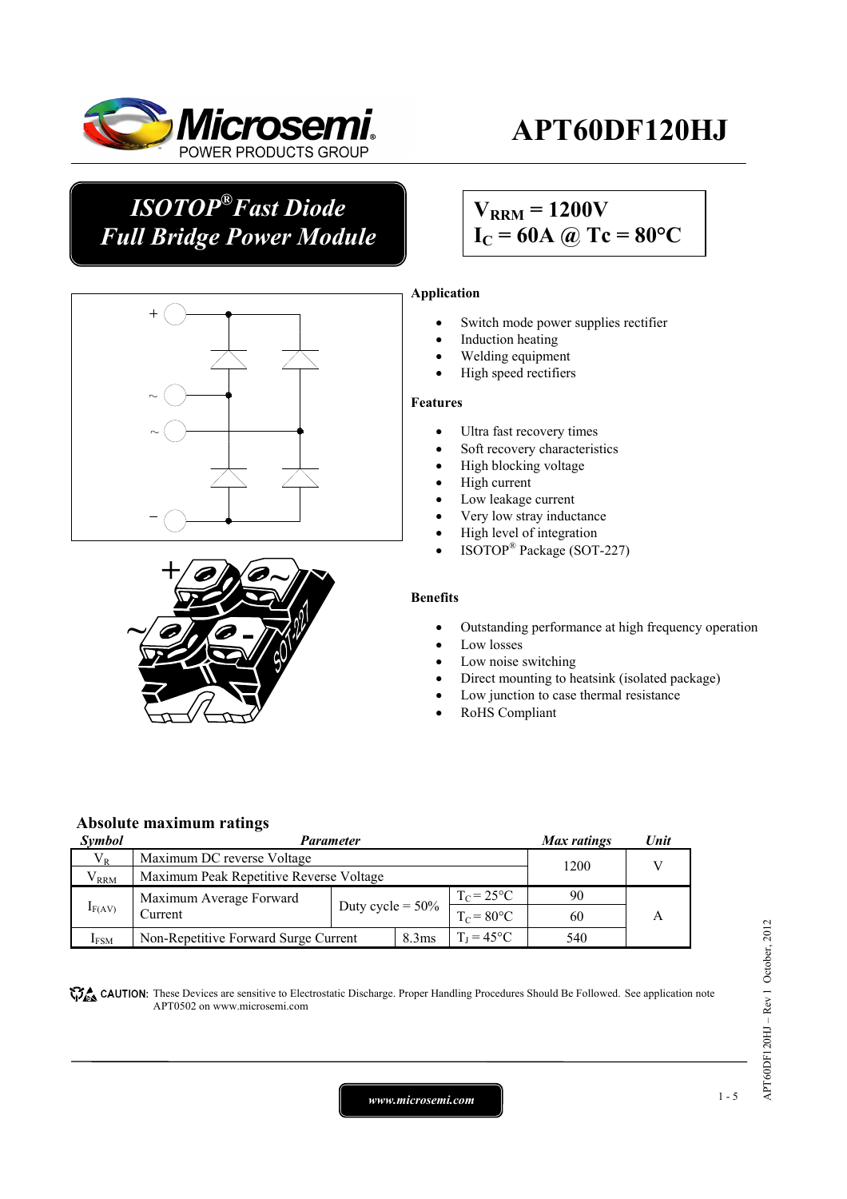# APT60DF120HJ

## *ISOTOP® Fast Diode Full Bridge Power Module*

**$V_{RRM}$ = 1200V**
**$I_C$ = 60A @ Tc = 80°C**

### Application

- Switch mode power supplies rectifier
- Induction heating
- Welding equipment
- High speed rectifiers

### Features

- Ultra fast recovery times
- Soft recovery characteristics
- High blocking voltage
- High current
- Low leakage current
- Very low stray inductance
- High level of integration
- ISOTOP® Package (SOT-227)

### Benefits

- Outstanding performance at high frequency operation
- Low losses
- Low noise switching
- Direct mounting to heatsink (isolated package)
- Low junction to case thermal resistance
- RoHS Compliant

### Absolute maximum ratings

| *Symbol* | *Parameter* | | | *Max ratings* | *Unit* |
|---|---|---|---|---|---|
| $V_R$ | Maximum DC reverse Voltage | | | 1200 | V |
| $V_{RRM}$ | Maximum Peak Repetitive Reverse Voltage | | | | |
| $I_{F(AV)}$ | Maximum Average Forward Current | Duty cycle = 50% | $T_C$ = 25°C | 90 | A |
| | | | $T_C$ = 80°C | 60 | |
| $I_{FSM}$ | Non-Repetitive Forward Surge Current | 8.3ms | $T_J$ = 45°C | 540 | |

**CAUTION:** These Devices are sensitive to Electrostatic Discharge. Proper Handling Procedures Should Be Followed. See application note APT0502 on www.microsemi.com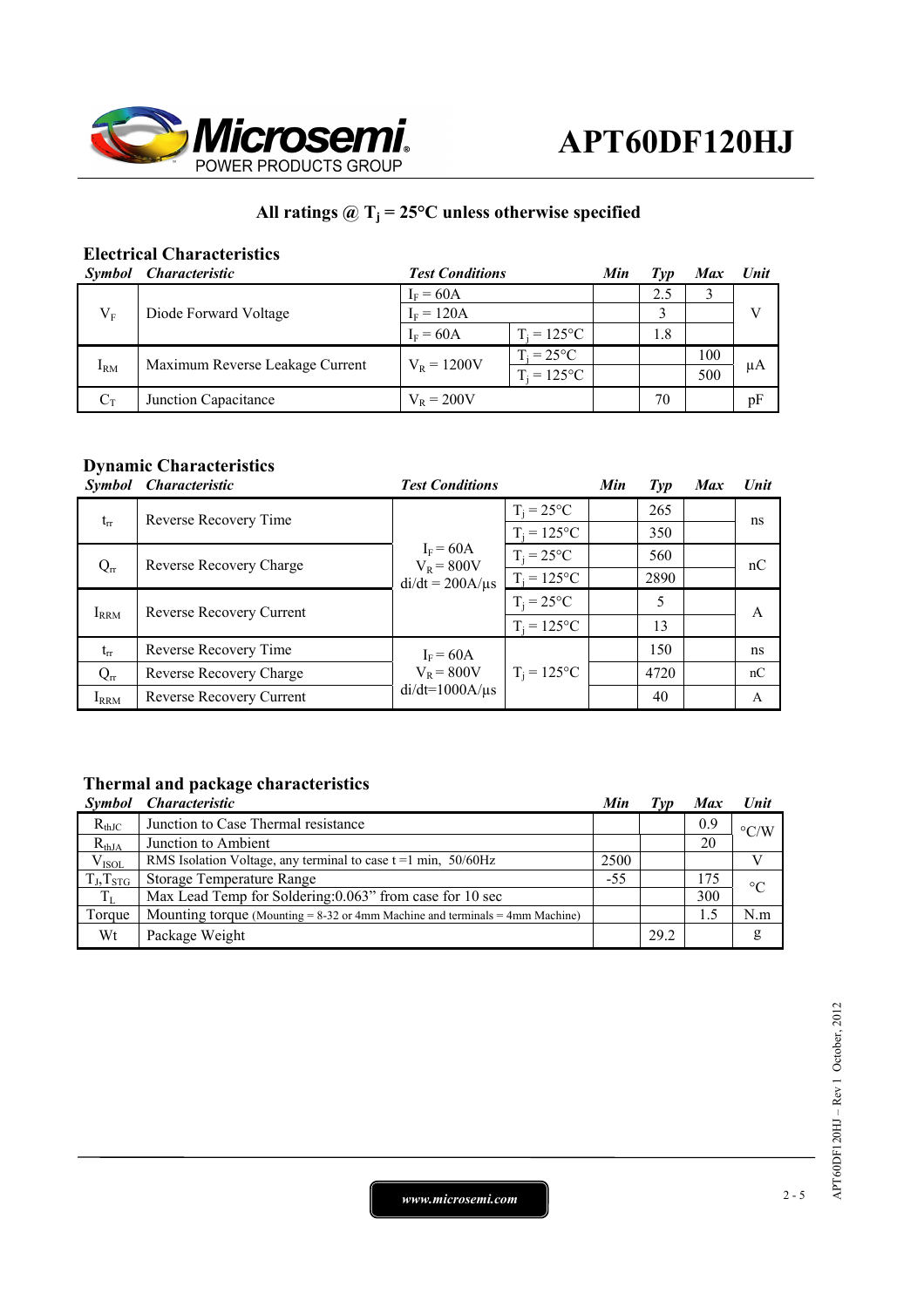**All ratings @ $T_j$ = 25°C unless otherwise specified**

## Electrical Characteristics

| Symbol | Characteristic | Test Conditions | | Min | Typ | Max | Unit |
|---|---|---|---|---|---|---|---|
| $V_F$ | Diode Forward Voltage | $I_F$ = 60A | | | 2.5 | 3 | V |
| | | $I_F$ = 120A | | | 3 | | |
| | | $I_F$ = 60A | $T_j$ = 125°C | | 1.8 | | |
| $I_{RM}$ | Maximum Reverse Leakage Current | $V_R$ = 1200V | $T_j$ = 25°C | | | 100 | µA |
| | | | $T_j$ = 125°C | | | 500 | |
| $C_T$ | Junction Capacitance | $V_R$ = 200V | | | 70 | | pF |

## Dynamic Characteristics

| Symbol | Characteristic | Test Conditions | | Min | Typ | Max | Unit |
|---|---|---|---|---|---|---|---|
| $t_{rr}$ | Reverse Recovery Time | $I_F$ = 60A, $V_R$ = 800V, di/dt = 200A/µs | $T_j$ = 25°C | | 265 | | ns |
| | | | $T_j$ = 125°C | | 350 | | |
| $Q_{rr}$ | Reverse Recovery Charge | | $T_j$ = 25°C | | 560 | | nC |
| | | | $T_j$ = 125°C | | 2890 | | |
| $I_{RRM}$ | Reverse Recovery Current | | $T_j$ = 25°C | | 5 | | A |
| | | | $T_j$ = 125°C | | 13 | | |
| $t_{rr}$ | Reverse Recovery Time | $I_F$ = 60A, $V_R$ = 800V, di/dt=1000A/µs | $T_j$ = 125°C | | 150 | | ns |
| $Q_{rr}$ | Reverse Recovery Charge | | | | 4720 | | nC |
| $I_{RRM}$ | Reverse Recovery Current | | | | 40 | | A |

## Thermal and package characteristics

| Symbol | Characteristic | Min | Typ | Max | Unit |
|---|---|---|---|---|---|
| $R_{thJC}$ | Junction to Case Thermal resistance | | | 0.9 | °C/W |
| $R_{thJA}$ | Junction to Ambient | | | 20 | |
| $V_{ISOL}$ | RMS Isolation Voltage, any terminal to case t =1 min, 50/60Hz | 2500 | | | V |
| $T_J$,$T_{STG}$ | Storage Temperature Range | -55 | | 175 | °C |
| $T_L$ | Max Lead Temp for Soldering:0.063" from case for 10 sec | | | 300 | |
| Torque | Mounting torque (Mounting = 8-32 or 4mm Machine and terminals = 4mm Machine) | | | 1.5 | N.m |
| Wt | Package Weight | | 29.2 | | g |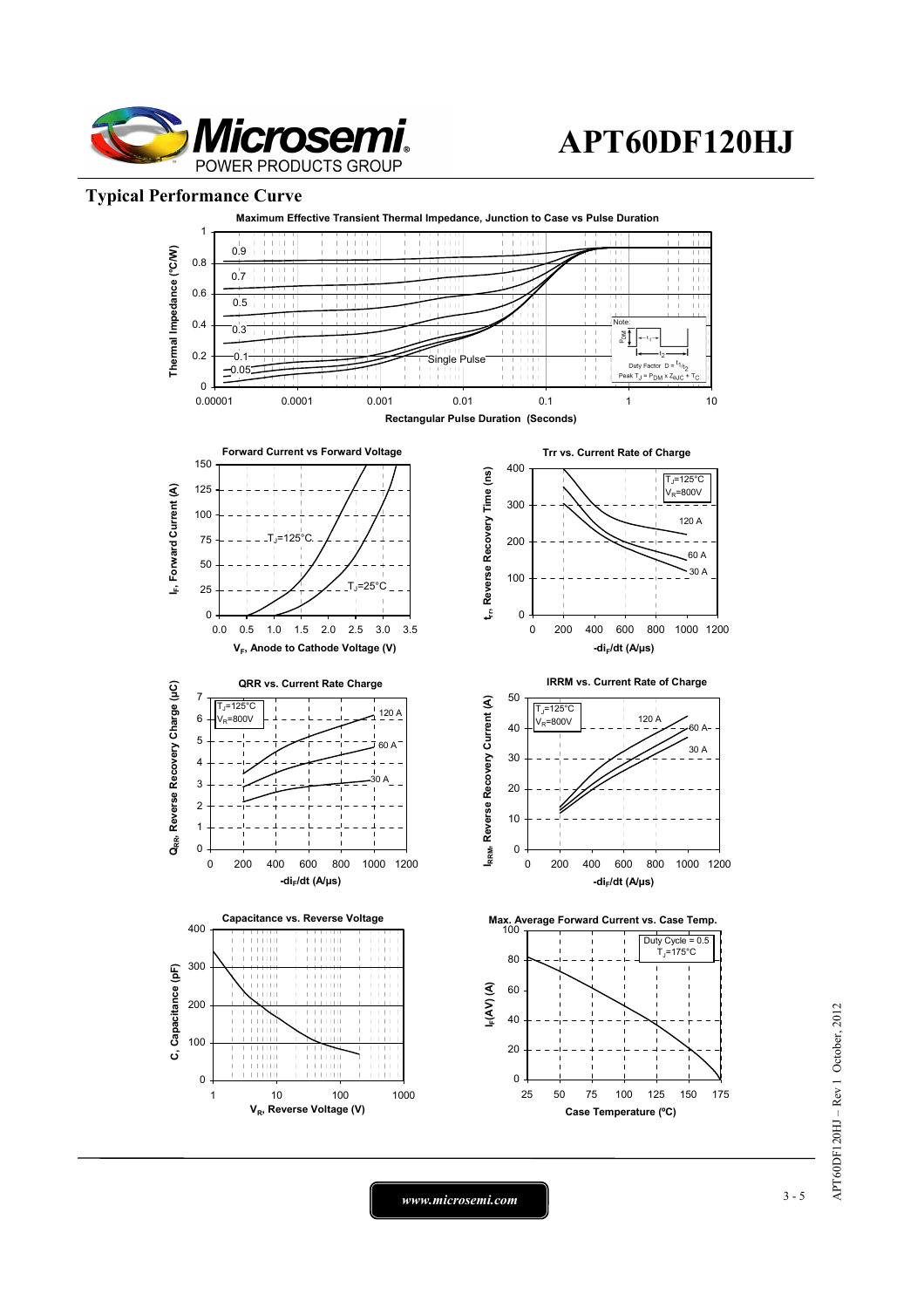## Typical Performance Curve

**Maximum Effective Transient Thermal Impedance, Junction to Case vs Pulse Duration**

Thermal Impedance (°C/W)

0.9
0.7
0.5
0.3
0.1
0.05
Single Pulse

Note: Duty Factor $D = t_1/t_2$; Peak $T_J = P_{DM} \times Z_{\theta JC} + T_C$

Rectangular Pulse Duration (Seconds)

**Forward Current vs Forward Voltage**

$I_F$, Forward Current (A)

$T_J$=125°C
$T_J$=25°C

$V_F$, Anode to Cathode Voltage (V)

**Trr vs. Current Rate of Charge**

$t_{rr}$, Reverse Recovery Time (ns)

$T_J$=125°C
$V_R$=800V

120 A
60 A
30 A

$-di_F/dt$ (A/µs)

**QRR vs. Current Rate Charge**

$Q_{RR}$, Reverse Recovery Charge (µC)

$T_J$=125°C
$V_R$=800V

120 A
60 A
30 A

$-di_F/dt$ (A/µs)

**IRRM vs. Current Rate of Charge**

$I_{RRM}$, Reverse Recovery Current (A)

$T_J$=125°C
$V_R$=800V

120 A
60 A
30 A

$-di_F/dt$ (A/µs)

**Capacitance vs. Reverse Voltage**

C, Capacitance (pF)

$V_R$, Reverse Voltage (V)

**Max. Average Forward Current vs. Case Temp.**

$I_F(AV)$ (A)

Duty Cycle = 0.5
$T_J$=175°C

Case Temperature (ºC)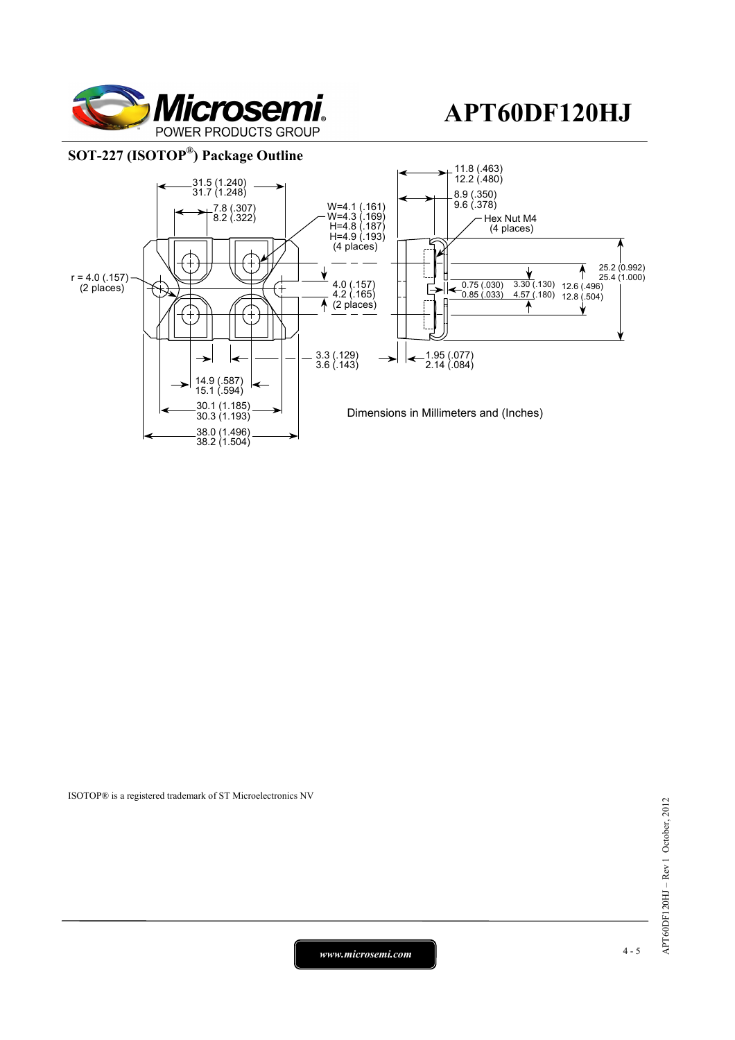## SOT-227 (ISOTOP®) Package Outline

31.5 (1.240)
31.7 (1.248)

7.8 (.307)
8.2 (.322)

W=4.1 (.161)
W=4.3 (.169)
H=4.8 (.187)
H=4.9 (.193)
(4 places)

11.8 (.463)
12.2 (.480)

8.9 (.350)
9.6 (.378)

Hex Nut M4
(4 places)

r = 4.0 (.157)
(2 places)

4.0 (.157)
4.2 (.165)
(2 places)

0.75 (.030)
0.85 (.033)

3.30 (.130)
4.57 (.180)

12.6 (.496)
12.8 (.504)

25.2 (0.992)
25.4 (1.000)

3.3 (.129)
3.6 (.143)

1.95 (.077)
2.14 (.084)

14.9 (.587)
15.1 (.594)

30.1 (1.185)
30.3 (1.193)

38.0 (1.496)
38.2 (1.504)

Dimensions in Millimeters and (Inches)

ISOTOP® is a registered trademark of ST Microelectronics NV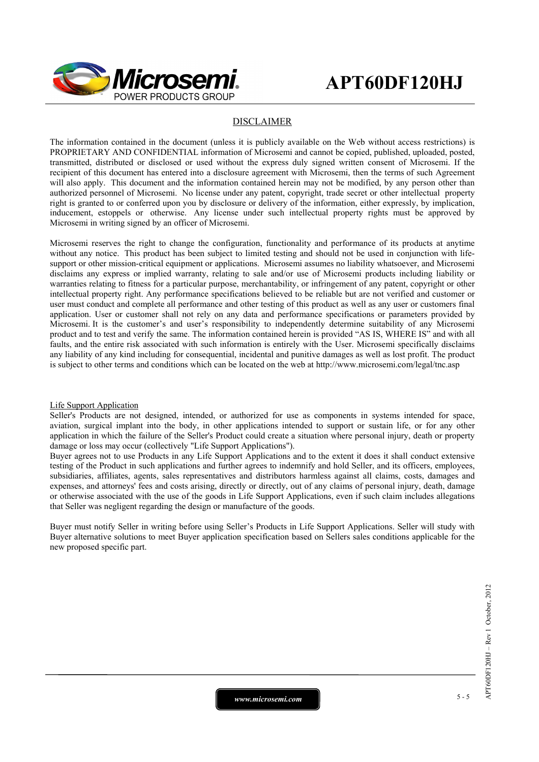## DISCLAIMER

The information contained in the document (unless it is publicly available on the Web without access restrictions) is PROPRIETARY AND CONFIDENTIAL information of Microsemi and cannot be copied, published, uploaded, posted, transmitted, distributed or disclosed or used without the express duly signed written consent of Microsemi. If the recipient of this document has entered into a disclosure agreement with Microsemi, then the terms of such Agreement will also apply. This document and the information contained herein may not be modified, by any person other than authorized personnel of Microsemi. No license under any patent, copyright, trade secret or other intellectual property right is granted to or conferred upon you by disclosure or delivery of the information, either expressly, by implication, inducement, estoppels or otherwise. Any license under such intellectual property rights must be approved by Microsemi in writing signed by an officer of Microsemi.

Microsemi reserves the right to change the configuration, functionality and performance of its products at anytime without any notice. This product has been subject to limited testing and should not be used in conjunction with life-support or other mission-critical equipment or applications. Microsemi assumes no liability whatsoever, and Microsemi disclaims any express or implied warranty, relating to sale and/or use of Microsemi products including liability or warranties relating to fitness for a particular purpose, merchantability, or infringement of any patent, copyright or other intellectual property right. Any performance specifications believed to be reliable but are not verified and customer or user must conduct and complete all performance and other testing of this product as well as any user or customers final application. User or customer shall not rely on any data and performance specifications or parameters provided by Microsemi. It is the customer's and user's responsibility to independently determine suitability of any Microsemi product and to test and verify the same. The information contained herein is provided "AS IS, WHERE IS" and with all faults, and the entire risk associated with such information is entirely with the User. Microsemi specifically disclaims any liability of any kind including for consequential, incidental and punitive damages as well as lost profit. The product is subject to other terms and conditions which can be located on the web at http://www.microsemi.com/legal/tnc.asp

### Life Support Application

Seller's Products are not designed, intended, or authorized for use as components in systems intended for space, aviation, surgical implant into the body, in other applications intended to support or sustain life, or for any other application in which the failure of the Seller's Product could create a situation where personal injury, death or property damage or loss may occur (collectively "Life Support Applications").

Buyer agrees not to use Products in any Life Support Applications and to the extent it does it shall conduct extensive testing of the Product in such applications and further agrees to indemnify and hold Seller, and its officers, employees, subsidiaries, affiliates, agents, sales representatives and distributors harmless against all claims, costs, damages and expenses, and attorneys' fees and costs arising, directly or directly, out of any claims of personal injury, death, damage or otherwise associated with the use of the goods in Life Support Applications, even if such claim includes allegations that Seller was negligent regarding the design or manufacture of the goods.

Buyer must notify Seller in writing before using Seller's Products in Life Support Applications. Seller will study with Buyer alternative solutions to meet Buyer application specification based on Sellers sales conditions applicable for the new proposed specific part.